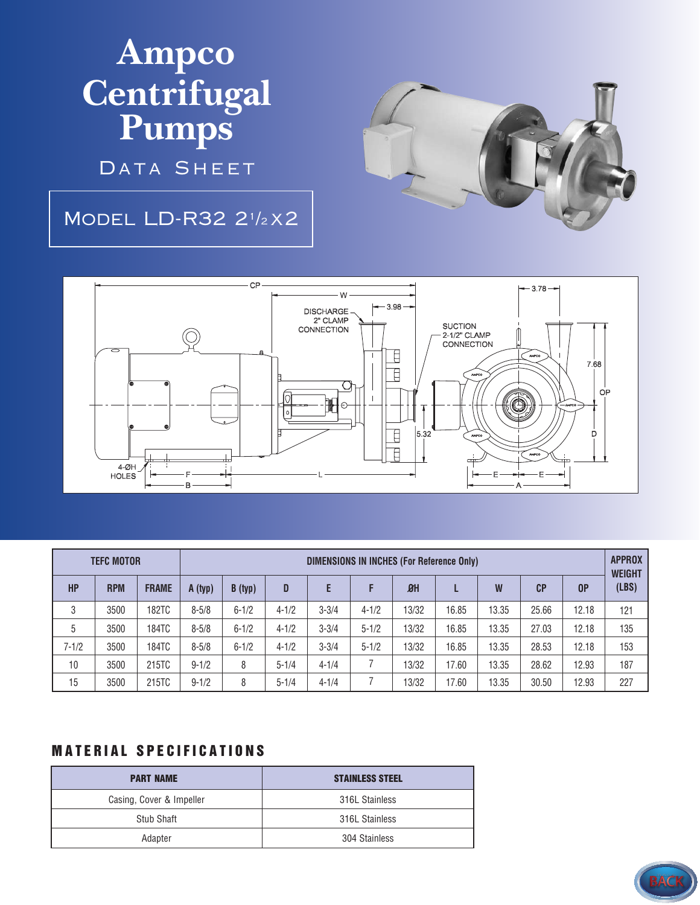# Ampco Centrifugal Pumps

DATA SHEET

## MODEL LD-R32 2½x2

| TEFC MOTOR | | | DIMENSIONS IN INCHES (For Reference Only) | | | | | | | | | | APPROX WEIGHT (LBS) |
|---|---|---|---|---|---|---|---|---|---|---|---|---|---|
| HP | RPM | FRAME | A (typ) | B (typ) | D | E | F | ØH | L | W | CP | OP | |
| 3 | 3500 | 182TC | 8-5/8 | 6-1/2 | 4-1/2 | 3-3/4 | 4-1/2 | 13/32 | 16.85 | 13.35 | 25.66 | 12.18 | 121 |
| 5 | 3500 | 184TC | 8-5/8 | 6-1/2 | 4-1/2 | 3-3/4 | 5-1/2 | 13/32 | 16.85 | 13.35 | 27.03 | 12.18 | 135 |
| 7-1/2 | 3500 | 184TC | 8-5/8 | 6-1/2 | 4-1/2 | 3-3/4 | 5-1/2 | 13/32 | 16.85 | 13.35 | 28.53 | 12.18 | 153 |
| 10 | 3500 | 215TC | 9-1/2 | 8 | 5-1/4 | 4-1/4 | 7 | 13/32 | 17.60 | 13.35 | 28.62 | 12.93 | 187 |
| 15 | 3500 | 215TC | 9-1/2 | 8 | 5-1/4 | 4-1/4 | 7 | 13/32 | 17.60 | 13.35 | 30.50 | 12.93 | 227 |

## MATERIAL SPECIFICATIONS

| PART NAME | STAINLESS STEEL |
|---|---|
| Casing, Cover & Impeller | 316L Stainless |
| Stub Shaft | 316L Stainless |
| Adapter | 304 Stainless |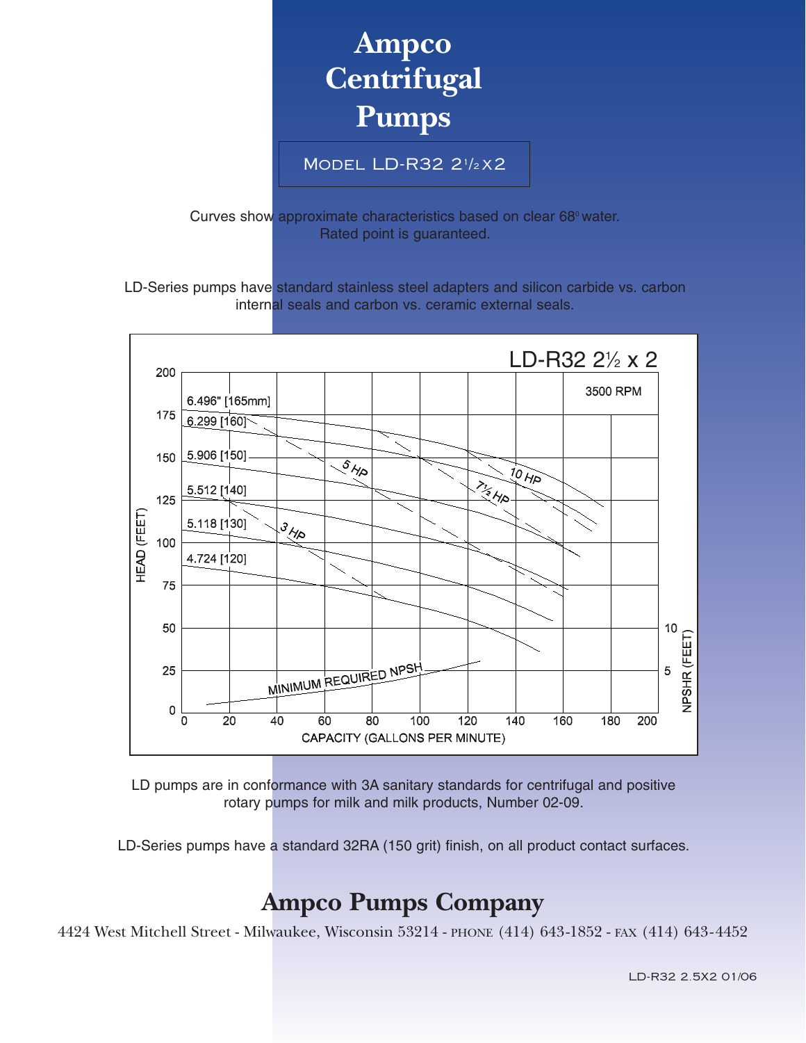# Ampco Centrifugal Pumps

MODEL LD-R32 2½ x2

Curves show approximate characteristics based on clear 68° water.
Rated point is guaranteed.

LD-Series pumps have standard stainless steel adapters and silicon carbide vs. carbon internal seals and carbon vs. ceramic external seals.

LD-R32 2½ x 2

3500 RPM

6.496" [165mm]
6.299 [160]
5.906 [150]
5.512 [140]
5.118 [130]
4.724 [120]

3 HP
5 HP
7½ HP
10 HP

MINIMUM REQUIRED NPSH

HEAD (FEET)
0
25
50
75
100
125
150
175
200

NPSHR (FEET)
5
10

CAPACITY (GALLONS PER MINUTE)
0 20 40 60 80 100 120 140 160 180 200

LD pumps are in conformance with 3A sanitary standards for centrifugal and positive rotary pumps for milk and milk products, Number 02-09.

LD-Series pumps have a standard 32RA (150 grit) finish, on all product contact surfaces.

## Ampco Pumps Company

4424 West Mitchell Street - Milwaukee, Wisconsin 53214 - PHONE (414) 643-1852 - FAX (414) 643-4452

LD-R32 2.5X2 01/06